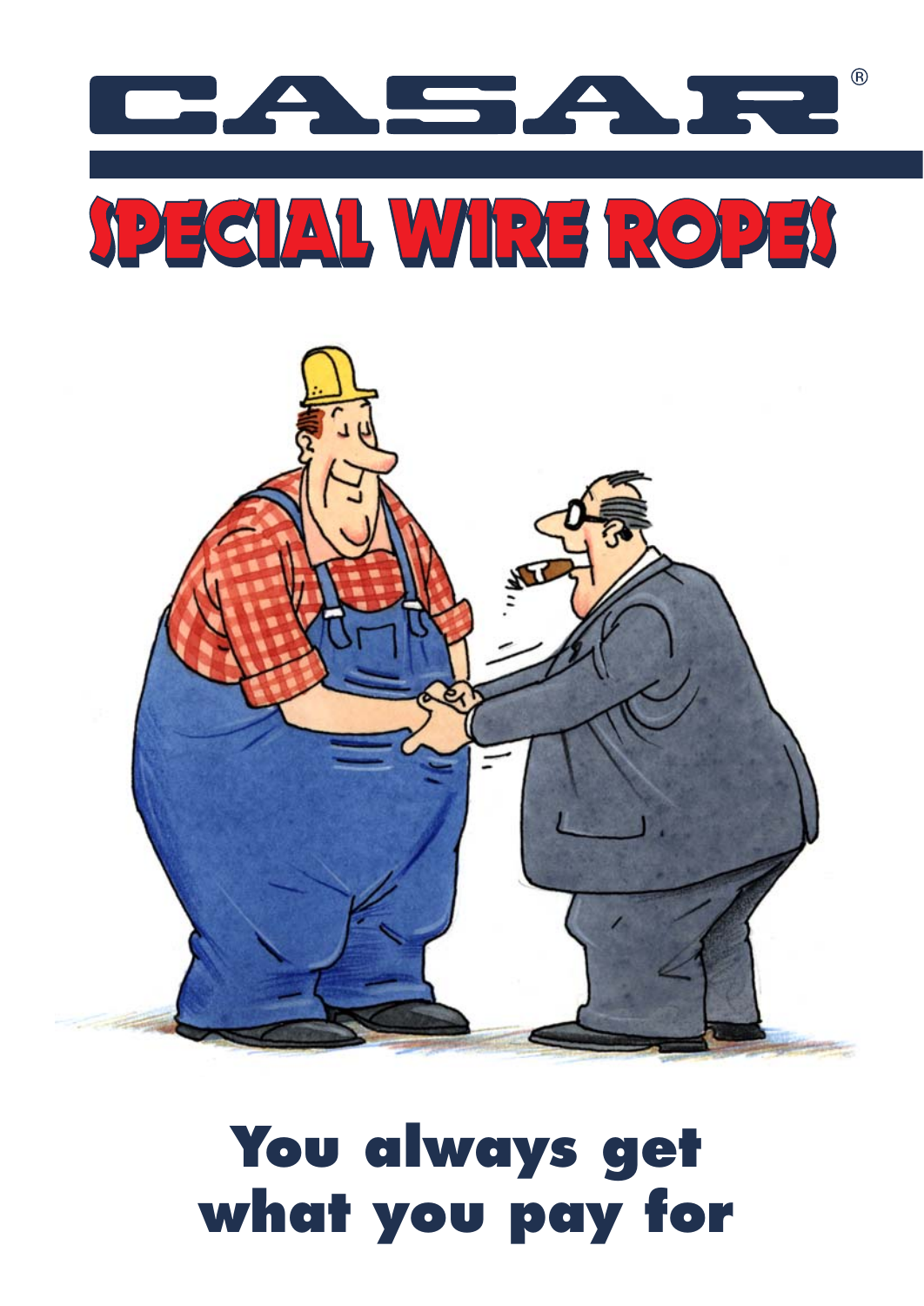# CASAR®

## SPECIAL WIRE ROPES

# You always get what you pay for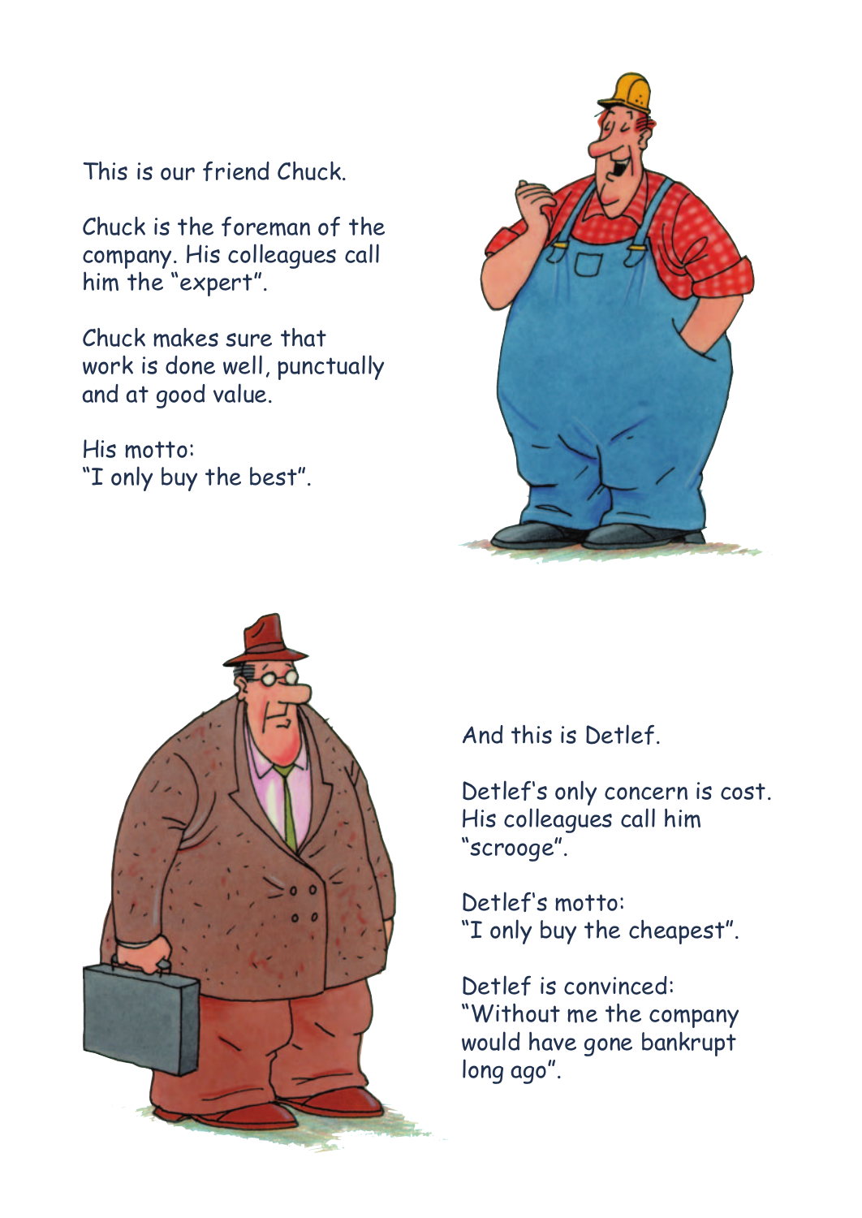This is our friend Chuck.

Chuck is the foreman of the company. His colleagues call him the "expert".

Chuck makes sure that work is done well, punctually and at good value.

His motto:
"I only buy the best".

And this is Detlef.

Detlef's only concern is cost. His colleagues call him "scrooge".

Detlef's motto:
"I only buy the cheapest".

Detlef is convinced:
"Without me the company would have gone bankrupt long ago".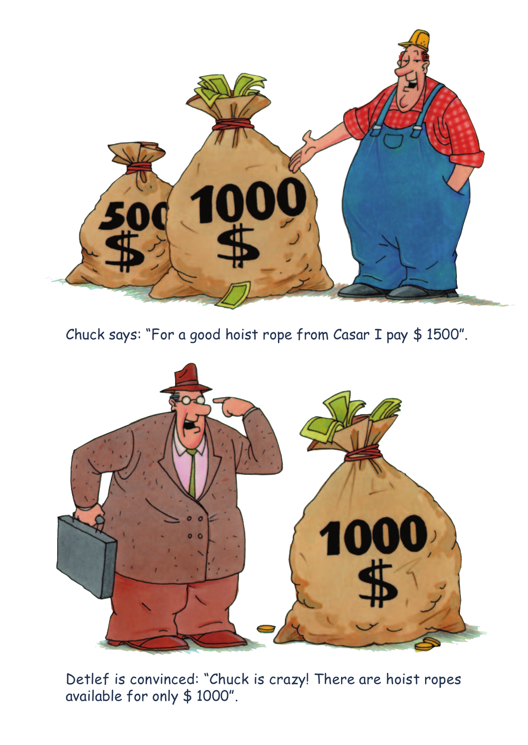Chuck says: "For a good hoist rope from Casar I pay $ 1500".

Detlef is convinced: "Chuck is crazy! There are hoist ropes available for only $ 1000".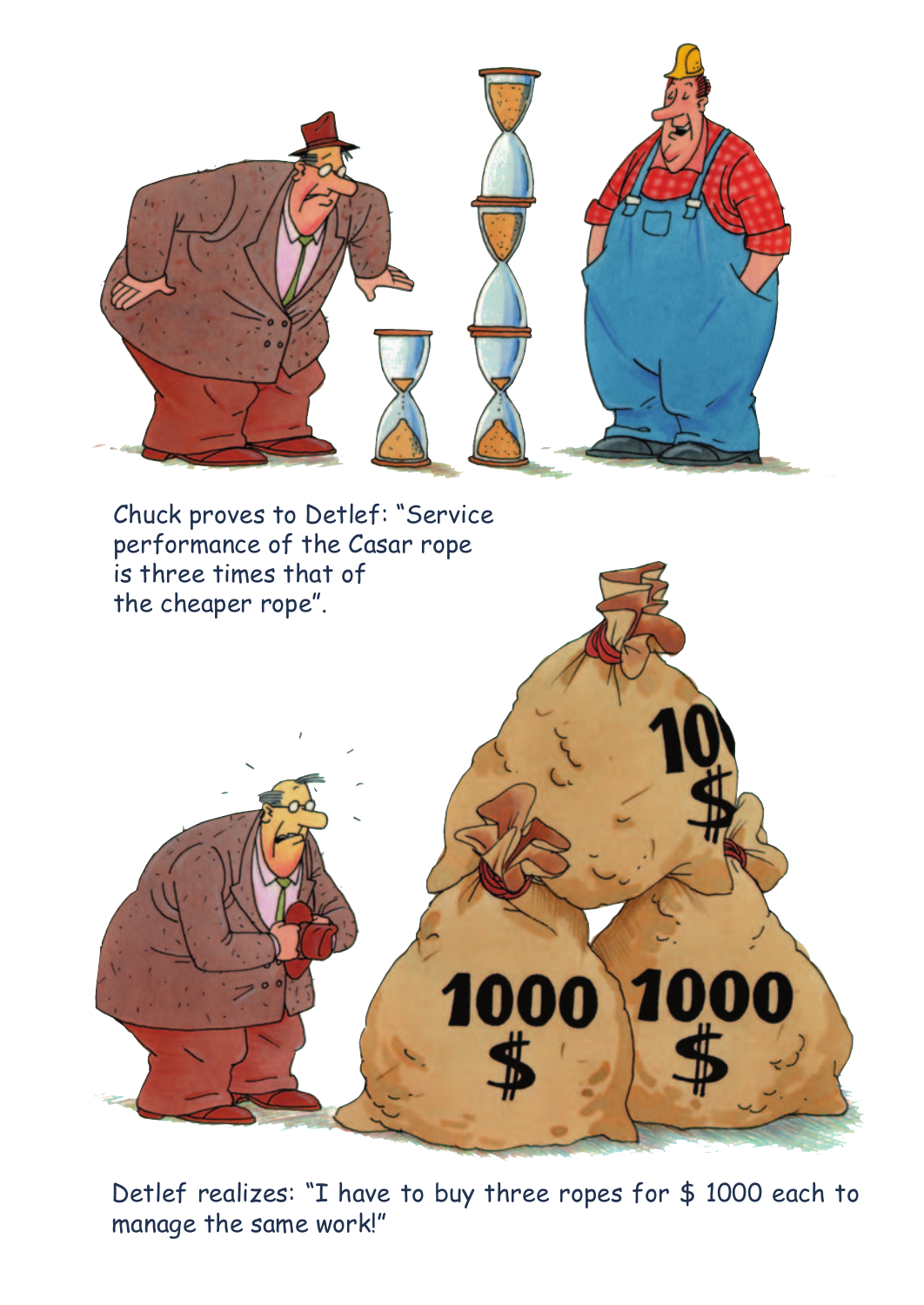Chuck proves to Detlef: “Service performance of the Casar rope is three times that of the cheaper rope”.

Detlef realizes: “I have to buy three ropes for $ 1000 each to manage the same work!”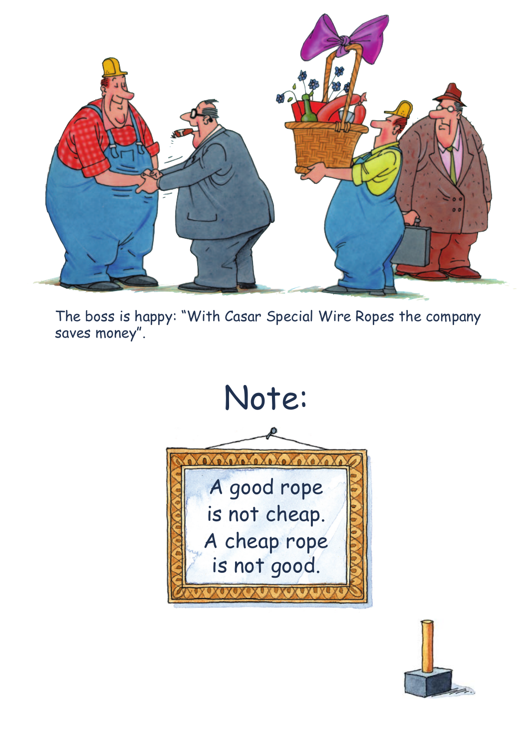The boss is happy: "With Casar Special Wire Ropes the company saves money".

# Note:

A good rope
is not cheap.
A cheap rope
is not good.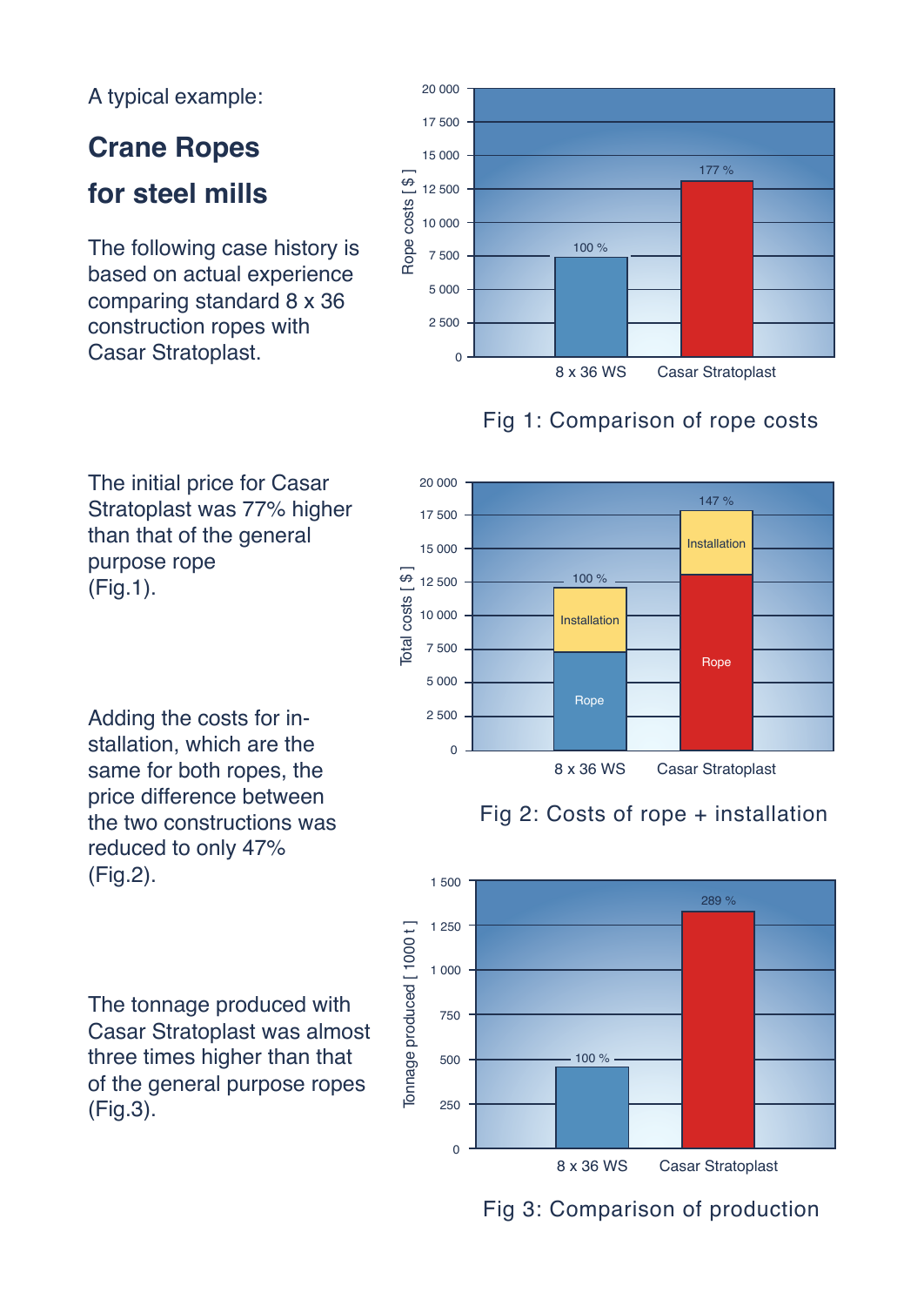A typical example:

## Crane Ropes

## for steel mills

The following case history is based on actual experience comparing standard 8 x 36 construction ropes with Casar Stratoplast.

Rope costs [ $ ]

| | 8 x 36 WS | Casar Stratoplast |
|---|---|---|
| Rope costs [ $ ] | 100 % | 177 % |

Fig 1: Comparison of rope costs

The initial price for Casar Stratoplast was 77% higher than that of the general purpose rope (Fig.1).

| | 8 x 36 WS | Casar Stratoplast |
|---|---|---|
| Total costs (Rope + Installation) [ $ ] | 100 % | 147 % |

Fig 2: Costs of rope + installation

Adding the costs for installation, which are the same for both ropes, the price difference between the two constructions was reduced to only 47% (Fig.2).

| | 8 x 36 WS | Casar Stratoplast |
|---|---|---|
| Tonnage produced [ 1000 t ] | 100 % | 289 % |

Fig 3: Comparison of production

The tonnage produced with Casar Stratoplast was almost three times higher than that of the general purpose ropes (Fig.3).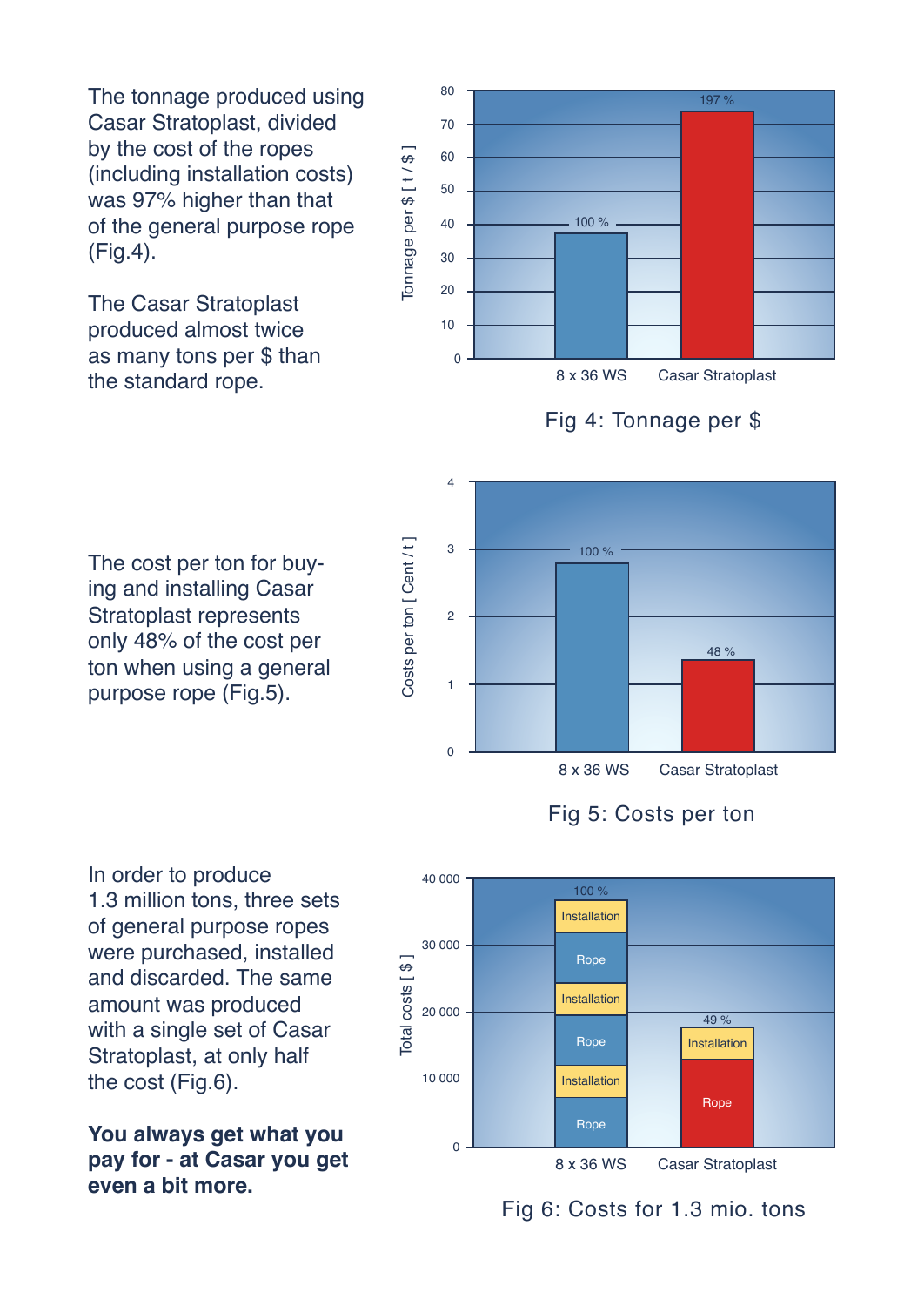The tonnage produced using Casar Stratoplast, divided by the cost of the ropes (including installation costs) was 97% higher than that of the general purpose rope (Fig.4).

The Casar Stratoplast produced almost twice as many tons per $ than the standard rope.

Fig 4: Tonnage per $

The cost per ton for buying and installing Casar Stratoplast represents only 48% of the cost per ton when using a general purpose rope (Fig.5).

Fig 5: Costs per ton

In order to produce 1.3 million tons, three sets of general purpose ropes were purchased, installed and discarded. The same amount was produced with a single set of Casar Stratoplast, at only half the cost (Fig.6).

**You always get what you pay for - at Casar you get even a bit more.**

Fig 6: Costs for 1.3 mio. tons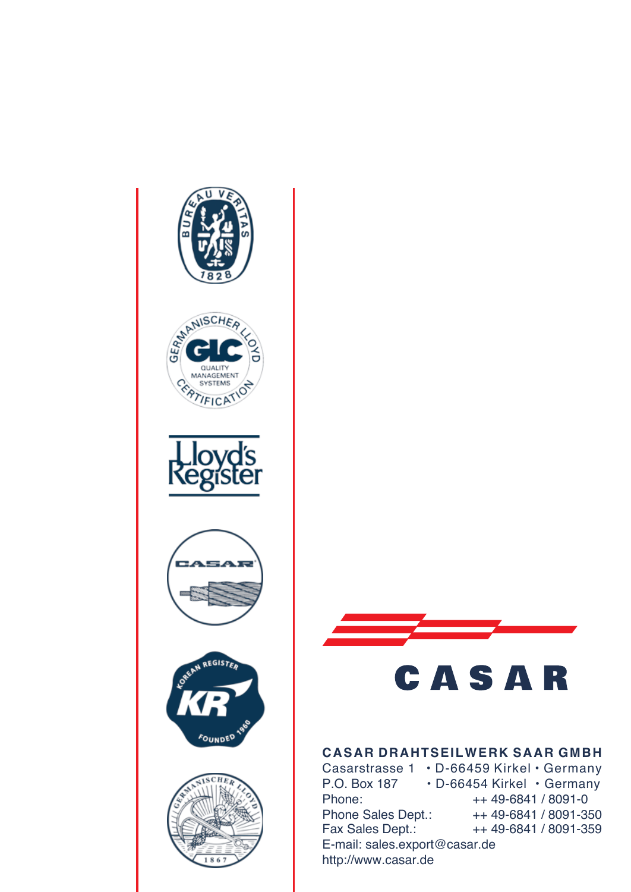CASAR

**CASAR DRAHTSEILWERK SAAR GMBH**

Casarstrasse 1 • D-66459 Kirkel • Germany
P.O. Box 187 • D-66454 Kirkel • Germany

| | |
|---|---|
| Phone: | ++ 49-6841 / 8091-0 |
| Phone Sales Dept.: | ++ 49-6841 / 8091-350 |
| Fax Sales Dept.: | ++ 49-6841 / 8091-359 |

E-mail: sales.export@casar.de
http://www.casar.de